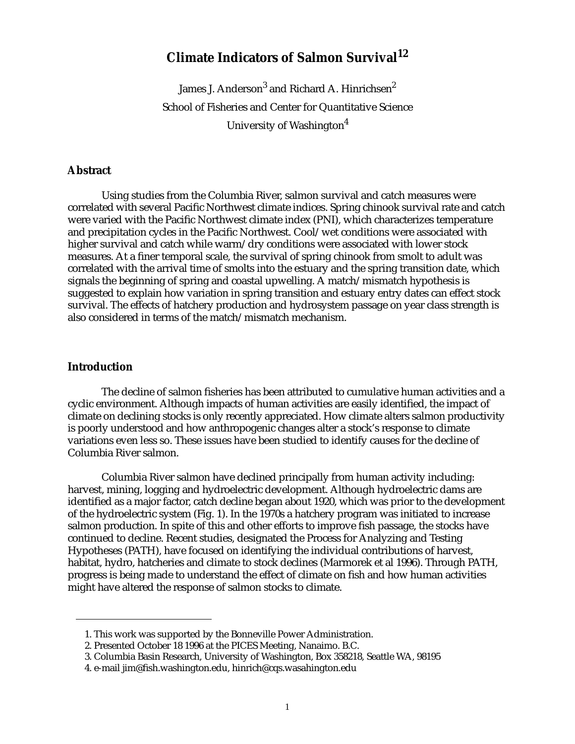# Climate Indicators of Salmon Survival[1,2]

James J. Anderson[3] and Richard A. Hinrichsen[2]

School of Fisheries and Center for Quantitative Science

University of Washington[4]

## Abstract

Using studies from the Columbia River, salmon survival and catch measures were correlated with several Pacific Northwest climate indices. Spring chinook survival rate and catch were varied with the Pacific Northwest climate index (PNI), which characterizes temperature and precipitation cycles in the Pacific Northwest. Cool/wet conditions were associated with higher survival and catch while warm/dry conditions were associated with lower stock measures. At a finer temporal scale, the survival of spring chinook from smolt to adult was correlated with the arrival time of smolts into the estuary and the spring transition date, which signals the beginning of spring and coastal upwelling. A match/mismatch hypothesis is suggested to explain how variation in spring transition and estuary entry dates can effect stock survival. The effects of hatchery production and hydrosystem passage on year class strength is also considered in terms of the match/mismatch mechanism.

## Introduction

The decline of salmon fisheries has been attributed to cumulative human activities and a cyclic environment. Although impacts of human activities are easily identified, the impact of climate on declining stocks is only recently appreciated. How climate alters salmon productivity is poorly understood and how anthropogenic changes alter a stock's response to climate variations even less so. These issues have been studied to identify causes for the decline of Columbia River salmon.

Columbia River salmon have declined principally from human activity including: harvest, mining, logging and hydroelectric development. Although hydroelectric dams are identified as a major factor, catch decline began about 1920, which was prior to the development of the hydroelectric system (Fig. 1). In the 1970s a hatchery program was initiated to increase salmon production. In spite of this and other efforts to improve fish passage, the stocks have continued to decline. Recent studies, designated the Process for Analyzing and Testing Hypotheses (PATH), have focused on identifying the individual contributions of harvest, habitat, hydro, hatcheries and climate to stock declines (Marmorek et al 1996). Through PATH, progress is being made to understand the effect of climate on fish and how human activities might have altered the response of salmon stocks to climate.

---

1. This work was supported by the Bonneville Power Administration.
2. Presented October 18 1996 at the PICES Meeting, Nanaimo. B.C.
3. Columbia Basin Research, University of Washington, Box 358218, Seattle WA, 98195
4. e-mail jim@fish.washington.edu, hinrich@cqs.wasahington.edu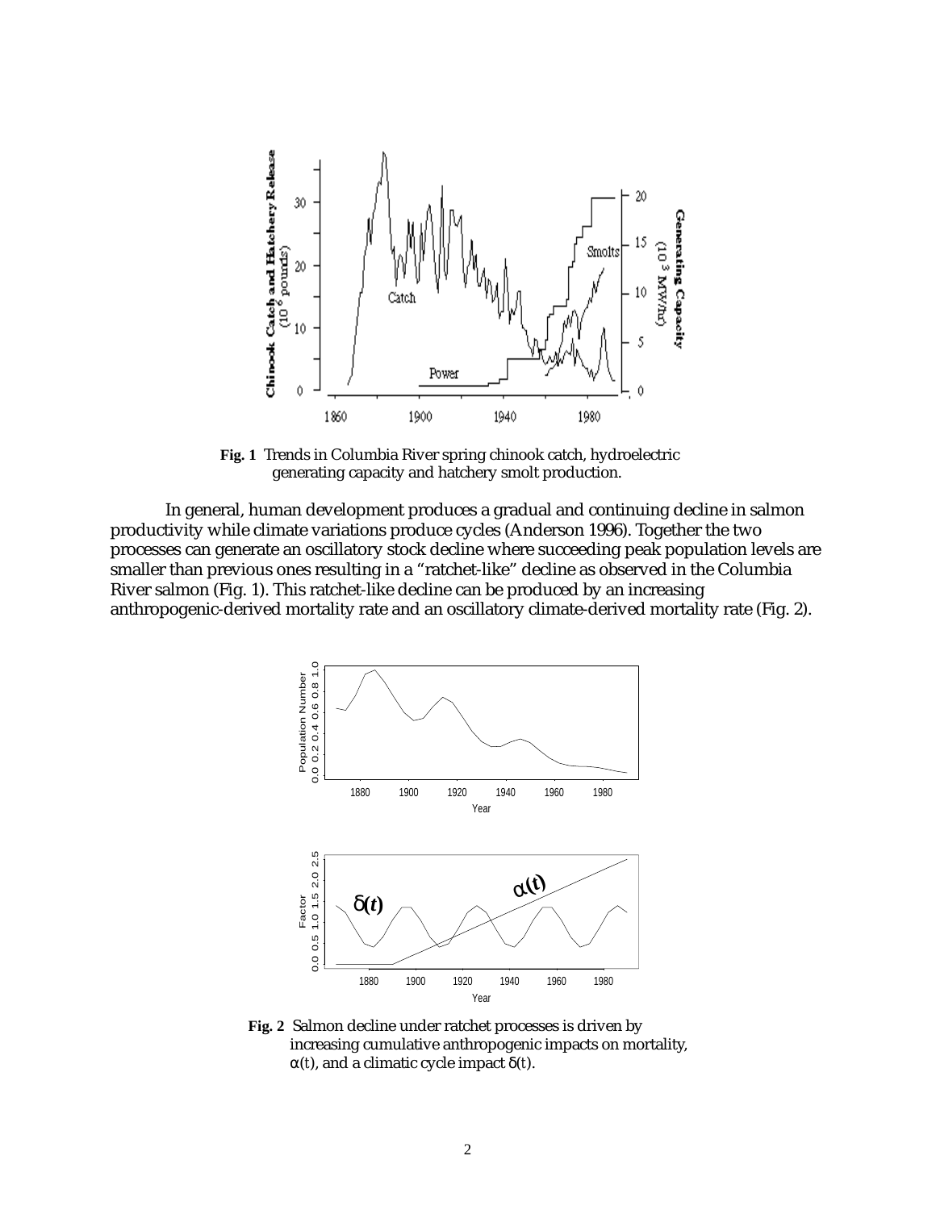**Fig. 1** Trends in Columbia River spring chinook catch, hydroelectric generating capacity and hatchery smolt production.

In general, human development produces a gradual and continuing decline in salmon productivity while climate variations produce cycles (Anderson 1996). Together the two processes can generate an oscillatory stock decline where succeeding peak population levels are smaller than previous ones resulting in a "ratchet-like" decline as observed in the Columbia River salmon (Fig. 1). This ratchet-like decline can be produced by an increasing anthropogenic-derived mortality rate and an oscillatory climate-derived mortality rate (Fig. 2).

**Fig. 2** Salmon decline under ratchet processes is driven by increasing cumulative anthropogenic impacts on mortality, $\alpha(t)$, and a climatic cycle impact $\delta(t)$.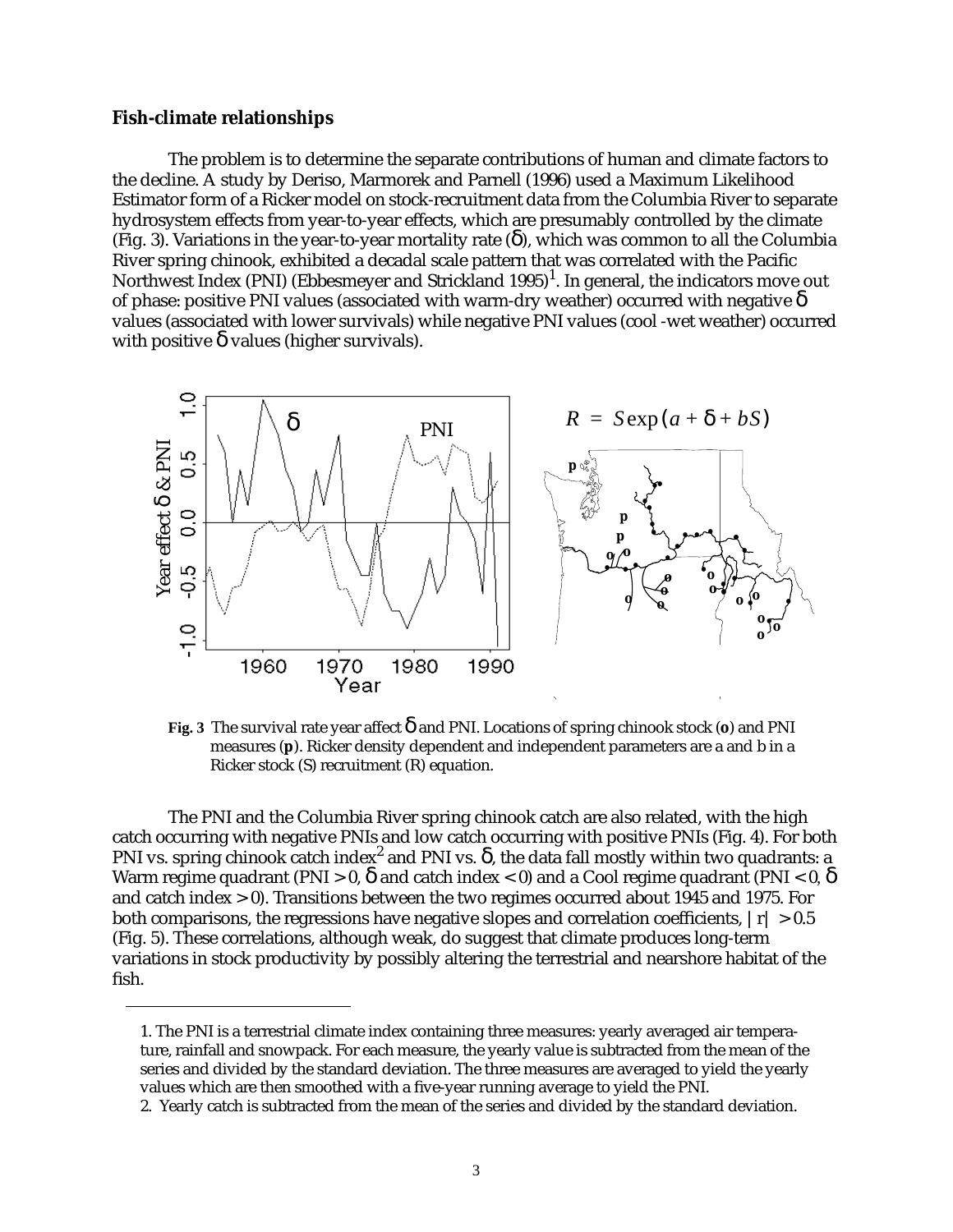### Fish-climate relationships

The problem is to determine the separate contributions of human and climate factors to the decline. A study by Deriso, Marmorek and Parnell (1996) used a Maximum Likelihood Estimator form of a Ricker model on stock-recruitment data from the Columbia River to separate hydrosystem effects from year-to-year effects, which are presumably controlled by the climate (Fig. 3). Variations in the year-to-year mortality rate ($\delta$), which was common to all the Columbia River spring chinook, exhibited a decadal scale pattern that was correlated with the Pacific Northwest Index (PNI) (Ebbesmeyer and Strickland 1995)[1]. In general, the indicators move out of phase: positive PNI values (associated with warm-dry weather) occurred with negative $\delta$ values (associated with lower survivals) while negative PNI values (cool -wet weather) occurred with positive $\delta$ values (higher survivals).

$$R = S\exp(a + \delta + bS)$$

**Fig. 3** The survival rate year affect $\delta$ and PNI. Locations of spring chinook stock (**o**) and PNI measures (**p**). Ricker density dependent and independent parameters are a and b in a Ricker stock (S) recruitment (R) equation.

The PNI and the Columbia River spring chinook catch are also related, with the high catch occurring with negative PNIs and low catch occurring with positive PNIs (Fig. 4). For both PNI vs. spring chinook catch index[2] and PNI vs. $\delta$, the data fall mostly within two quadrants: a Warm regime quadrant (PNI > 0, $\delta$ and catch index < 0) and a Cool regime quadrant (PNI < 0, $\delta$ and catch index > 0). Transitions between the two regimes occurred about 1945 and 1975. For both comparisons, the regressions have negative slopes and correlation coefficients, $|r| > 0.5$ (Fig. 5). These correlations, although weak, do suggest that climate produces long-term variations in stock productivity by possibly altering the terrestrial and nearshore habitat of the fish.

---

1. The PNI is a terrestrial climate index containing three measures: yearly averaged air temperature, rainfall and snowpack. For each measure, the yearly value is subtracted from the mean of the series and divided by the standard deviation. The three measures are averaged to yield the yearly values which are then smoothed with a five-year running average to yield the PNI.

2. Yearly catch is subtracted from the mean of the series and divided by the standard deviation.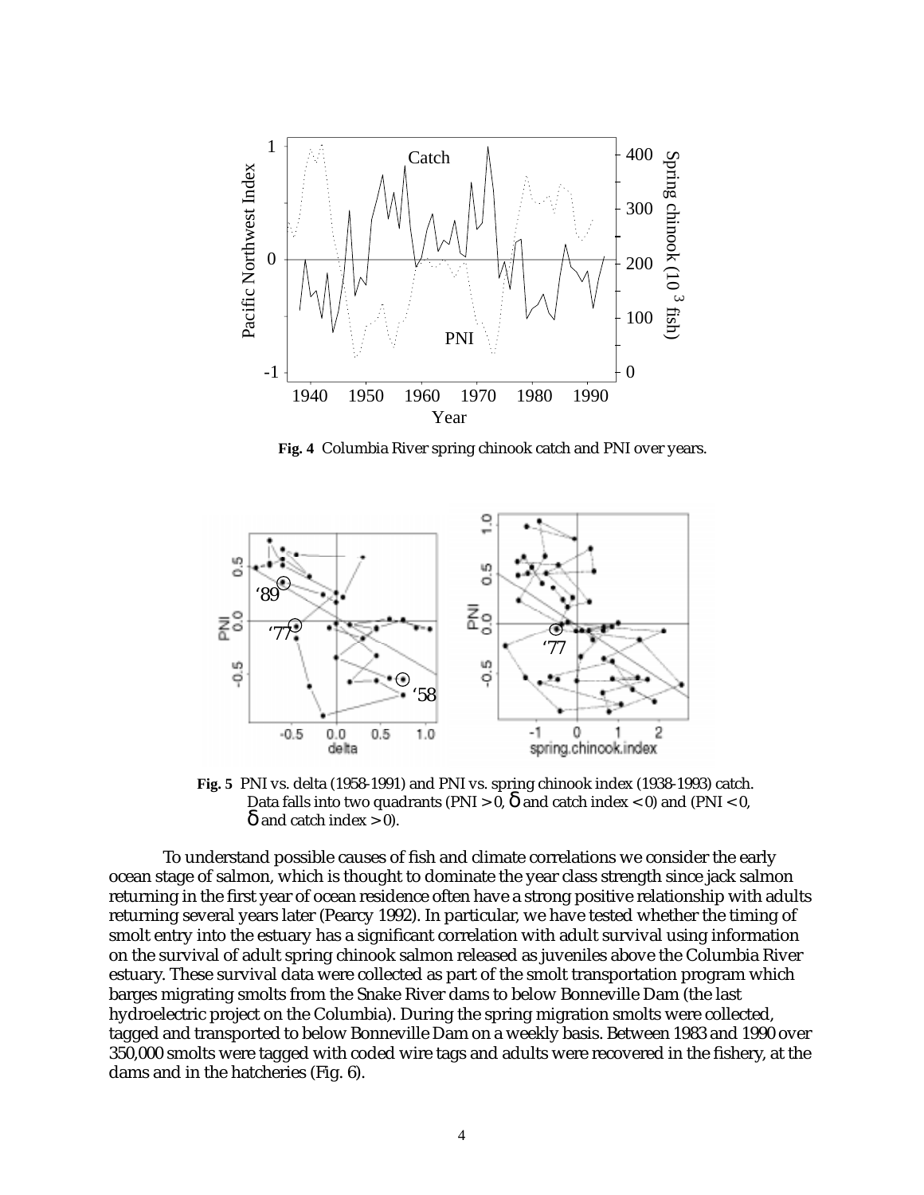**Fig. 4** Columbia River spring chinook catch and PNI over years.

**Fig. 5** PNI vs. delta (1958-1991) and PNI vs. spring chinook index (1938-1993) catch. Data falls into two quadrants (PNI > 0, δ and catch index < 0) and (PNI < 0, δ and catch index > 0).

To understand possible causes of fish and climate correlations we consider the early ocean stage of salmon, which is thought to dominate the year class strength since jack salmon returning in the first year of ocean residence often have a strong positive relationship with adults returning several years later (Pearcy 1992). In particular, we have tested whether the timing of smolt entry into the estuary has a significant correlation with adult survival using information on the survival of adult spring chinook salmon released as juveniles above the Columbia River estuary. These survival data were collected as part of the smolt transportation program which barges migrating smolts from the Snake River dams to below Bonneville Dam (the last hydroelectric project on the Columbia). During the spring migration smolts were collected, tagged and transported to below Bonneville Dam on a weekly basis. Between 1983 and 1990 over 350,000 smolts were tagged with coded wire tags and adults were recovered in the fishery, at the dams and in the hatcheries (Fig. 6).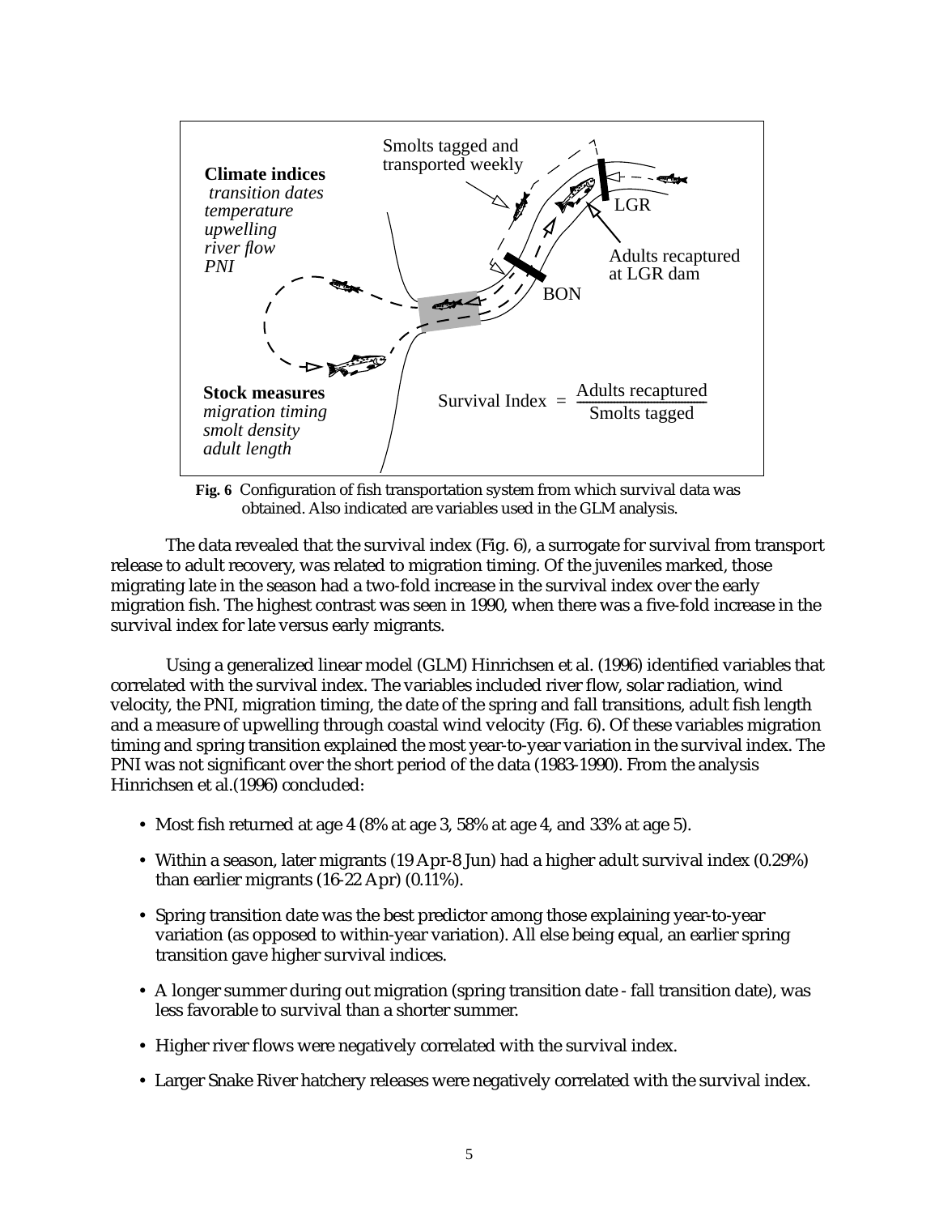**Fig. 6** Configuration of fish transportation system from which survival data was obtained. Also indicated are variables used in the GLM analysis.

The data revealed that the survival index (Fig. 6), a surrogate for survival from transport release to adult recovery, was related to migration timing. Of the juveniles marked, those migrating late in the season had a two-fold increase in the survival index over the early migration fish. The highest contrast was seen in 1990, when there was a five-fold increase in the survival index for late versus early migrants.

Using a generalized linear model (GLM) Hinrichsen et al. (1996) identified variables that correlated with the survival index. The variables included river flow, solar radiation, wind velocity, the PNI, migration timing, the date of the spring and fall transitions, adult fish length and a measure of upwelling through coastal wind velocity (Fig. 6). Of these variables migration timing and spring transition explained the most year-to-year variation in the survival index. The PNI was not significant over the short period of the data (1983-1990). From the analysis Hinrichsen et al.(1996) concluded:

- Most fish returned at age 4 (8% at age 3, 58% at age 4, and 33% at age 5).
- Within a season, later migrants (19 Apr-8 Jun) had a higher adult survival index (0.29%) than earlier migrants (16-22 Apr) (0.11%).
- Spring transition date was the best predictor among those explaining year-to-year variation (as opposed to within-year variation). All else being equal, an earlier spring transition gave higher survival indices.
- A longer summer during out migration (spring transition date - fall transition date), was less favorable to survival than a shorter summer.
- Higher river flows were negatively correlated with the survival index.
- Larger Snake River hatchery releases were negatively correlated with the survival index.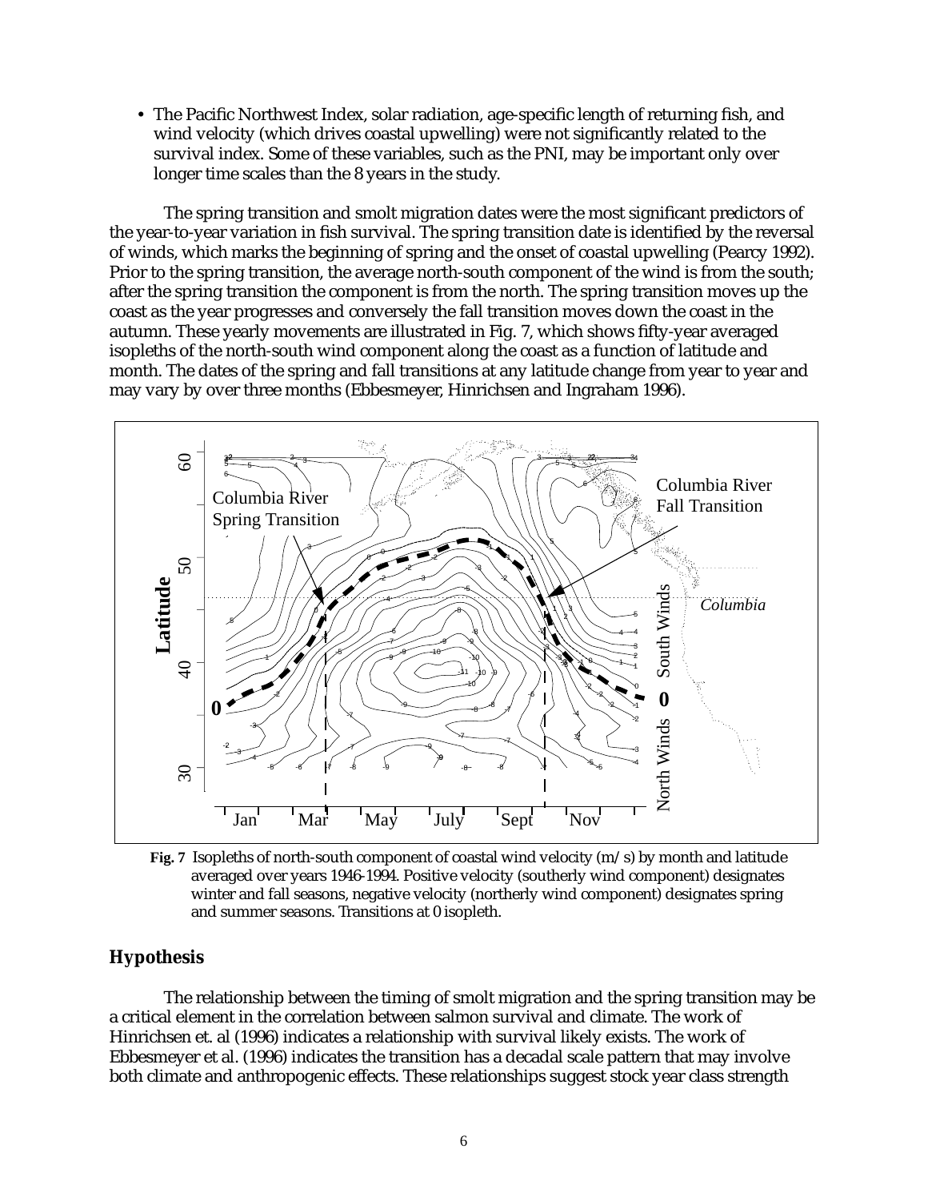- The Pacific Northwest Index, solar radiation, age-specific length of returning fish, and wind velocity (which drives coastal upwelling) were not significantly related to the survival index. Some of these variables, such as the PNI, may be important only over longer time scales than the 8 years in the study.

The spring transition and smolt migration dates were the most significant predictors of the year-to-year variation in fish survival. The spring transition date is identified by the reversal of winds, which marks the beginning of spring and the onset of coastal upwelling (Pearcy 1992). Prior to the spring transition, the average north-south component of the wind is from the south; after the spring transition the component is from the north. The spring transition moves up the coast as the year progresses and conversely the fall transition moves down the coast in the autumn. These yearly movements are illustrated in Fig. 7, which shows fifty-year averaged isopleths of the north-south wind component along the coast as a function of latitude and month. The dates of the spring and fall transitions at any latitude change from year to year and may vary by over three months (Ebbesmeyer, Hinrichsen and Ingraham 1996).

**Fig. 7** Isopleths of north-south component of coastal wind velocity (m/s) by month and latitude averaged over years 1946-1994. Positive velocity (southerly wind component) designates winter and fall seasons, negative velocity (northerly wind component) designates spring and summer seasons. Transitions at 0 isopleth.

## Hypothesis

The relationship between the timing of smolt migration and the spring transition may be a critical element in the correlation between salmon survival and climate. The work of Hinrichsen et. al (1996) indicates a relationship with survival likely exists. The work of Ebbesmeyer et al. (1996) indicates the transition has a decadal scale pattern that may involve both climate and anthropogenic effects. These relationships suggest stock year class strength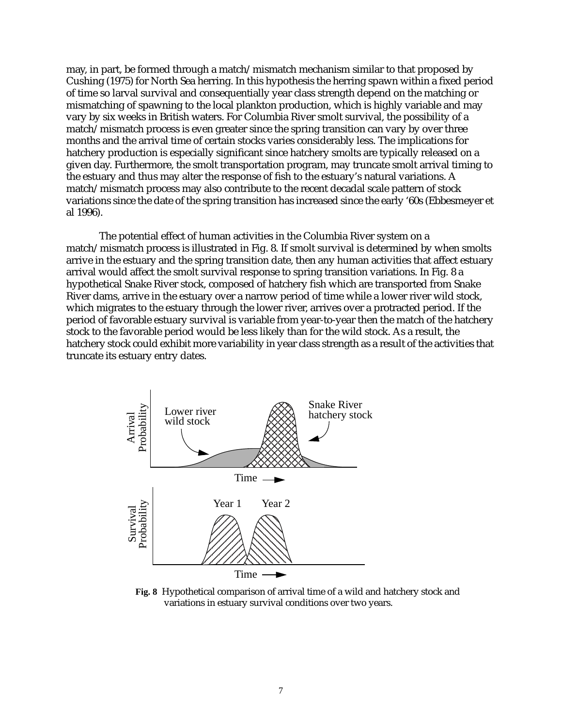may, in part, be formed through a match/mismatch mechanism similar to that proposed by Cushing (1975) for North Sea herring. In this hypothesis the herring spawn within a fixed period of time so larval survival and consequentially year class strength depend on the matching or mismatching of spawning to the local plankton production, which is highly variable and may vary by six weeks in British waters. For Columbia River smolt survival, the possibility of a match/mismatch process is even greater since the spring transition can vary by over three months and the arrival time of certain stocks varies considerably less. The implications for hatchery production is especially significant since hatchery smolts are typically released on a given day. Furthermore, the smolt transportation program, may truncate smolt arrival timing to the estuary and thus may alter the response of fish to the estuary's natural variations. A match/mismatch process may also contribute to the recent decadal scale pattern of stock variations since the date of the spring transition has increased since the early '60s (Ebbesmeyer et al 1996).

The potential effect of human activities in the Columbia River system on a match/mismatch process is illustrated in Fig. 8. If smolt survival is determined by when smolts arrive in the estuary and the spring transition date, then any human activities that affect estuary arrival would affect the smolt survival response to spring transition variations. In Fig. 8 a hypothetical Snake River stock, composed of hatchery fish which are transported from Snake River dams, arrive in the estuary over a narrow period of time while a lower river wild stock, which migrates to the estuary through the lower river, arrives over a protracted period. If the period of favorable estuary survival is variable from year-to-year then the match of the hatchery stock to the favorable period would be less likely than for the wild stock. As a result, the hatchery stock could exhibit more variability in year class strength as a result of the activities that truncate its estuary entry dates.

**Fig. 8** Hypothetical comparison of arrival time of a wild and hatchery stock and variations in estuary survival conditions over two years.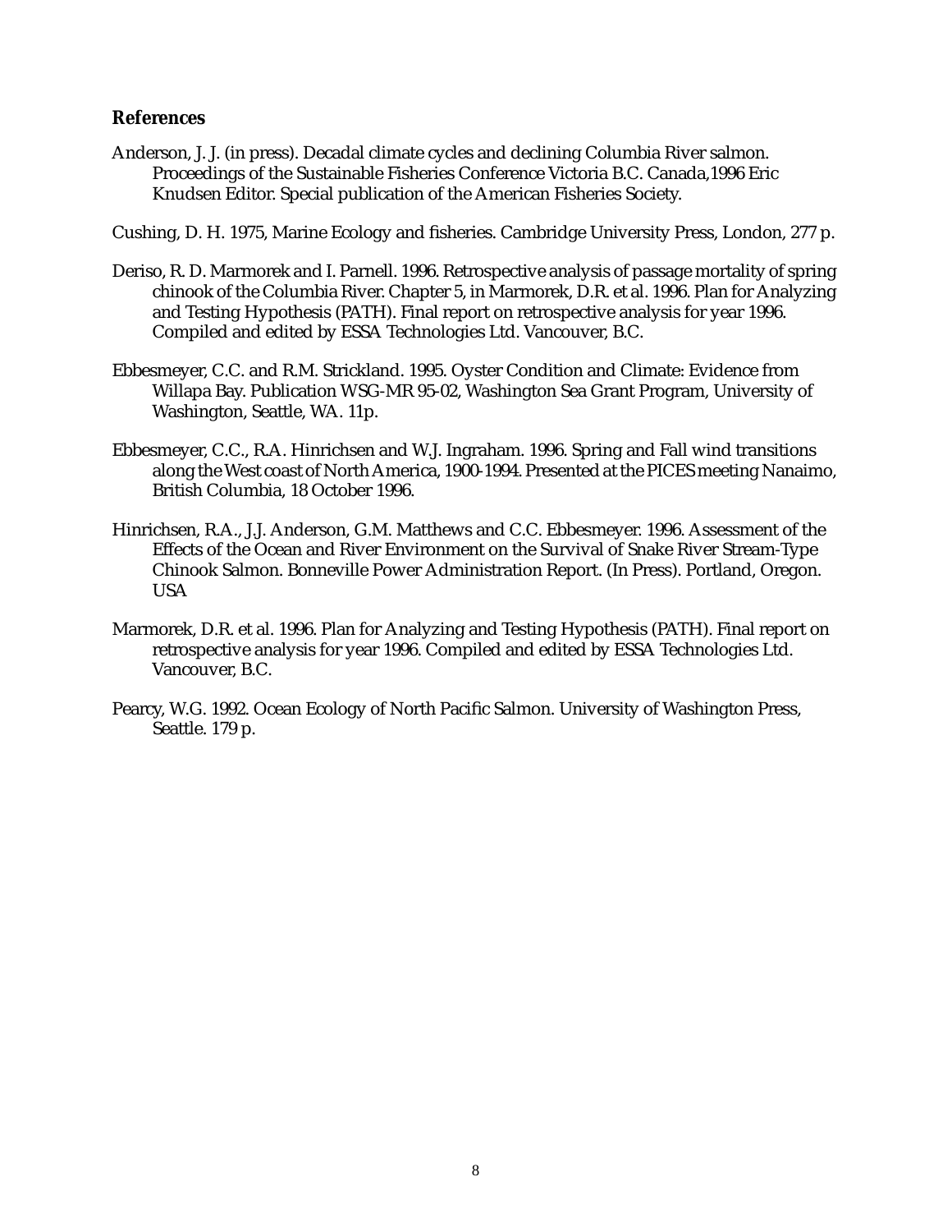## References

Anderson, J. J. (in press). Decadal climate cycles and declining Columbia River salmon. Proceedings of the Sustainable Fisheries Conference Victoria B.C. Canada,1996 Eric Knudsen Editor. Special publication of the American Fisheries Society.

Cushing, D. H. 1975, Marine Ecology and fisheries. Cambridge University Press, London, 277 p.

Deriso, R. D. Marmorek and I. Parnell. 1996. Retrospective analysis of passage mortality of spring chinook of the Columbia River. Chapter 5, in Marmorek, D.R. et al. 1996. Plan for Analyzing and Testing Hypothesis (PATH). Final report on retrospective analysis for year 1996. Compiled and edited by ESSA Technologies Ltd. Vancouver, B.C.

Ebbesmeyer, C.C. and R.M. Strickland. 1995. Oyster Condition and Climate: Evidence from Willapa Bay. Publication WSG-MR 95-02, Washington Sea Grant Program, University of Washington, Seattle, WA. 11p.

Ebbesmeyer, C.C., R.A. Hinrichsen and W.J. Ingraham. 1996. Spring and Fall wind transitions along the West coast of North America, 1900-1994. Presented at the PICES meeting Nanaimo, British Columbia, 18 October 1996.

Hinrichsen, R.A., J.J. Anderson, G.M. Matthews and C.C. Ebbesmeyer. 1996. Assessment of the Effects of the Ocean and River Environment on the Survival of Snake River Stream-Type Chinook Salmon. Bonneville Power Administration Report. (In Press). Portland, Oregon. USA

Marmorek, D.R. et al. 1996. Plan for Analyzing and Testing Hypothesis (PATH). Final report on retrospective analysis for year 1996. Compiled and edited by ESSA Technologies Ltd. Vancouver, B.C.

Pearcy, W.G. 1992. Ocean Ecology of North Pacific Salmon. University of Washington Press, Seattle. 179 p.